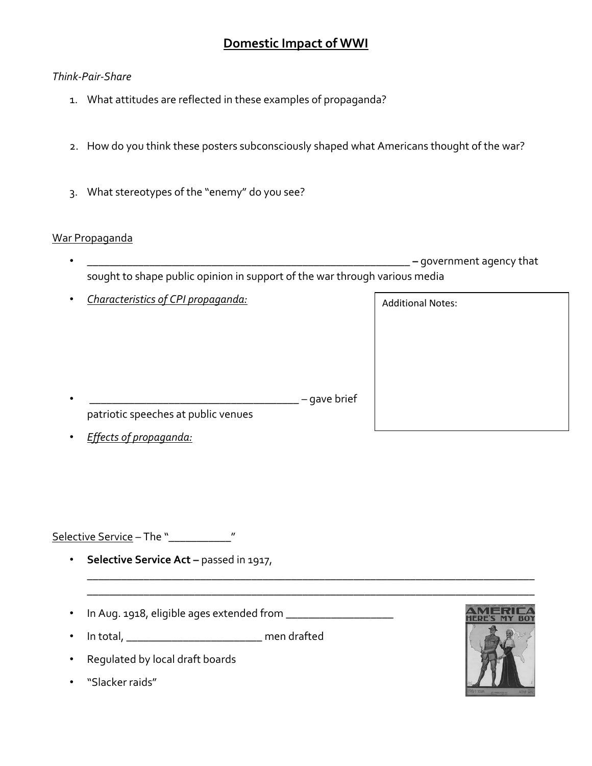# Domestic Impact of WWI

*Think-Pair-Share*

1. What attitudes are reflected in these examples of propaganda?

2. How do you think these posters subconsciously shaped what Americans thought of the war?

3. What stereotypes of the "enemy" do you see?

War Propaganda

- ____________________________________________________________ **–** government agency that sought to shape public opinion in support of the war through various media
- *Characteristics of CPI propaganda:*

- ______________________________________ – gave brief patriotic speeches at public venues
- *Effects of propaganda:*

Additional Notes:

Selective Service – The "___________"

- **Selective Service Act –** passed in 1917, ________________________________________________________________________________ ________________________________________________________________________________
- In Aug. 1918, eligible ages extended from ___________________
- In total, ________________________ men drafted
- Regulated by local draft boards
- "Slacker raids"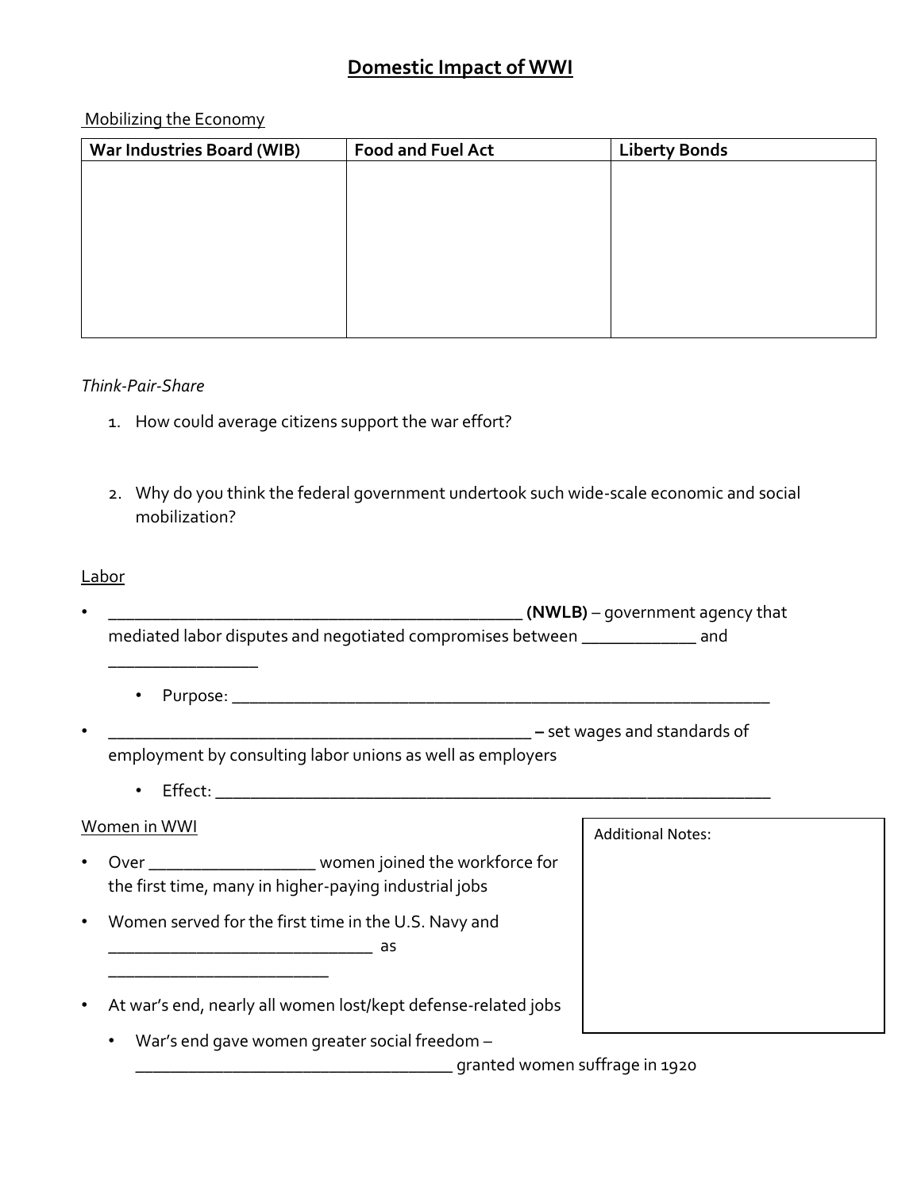# Domestic Impact of WWI

Mobilizing the Economy

| War Industries Board (WIB) | Food and Fuel Act | Liberty Bonds |
| --- | --- | --- |
| | | |

*Think-Pair-Share*

1. How could average citizens support the war effort?

2. Why do you think the federal government undertook such wide-scale economic and social mobilization?

Labor

- ________________________________________________ **(NWLB)** – government agency that mediated labor disputes and negotiated compromises between _____________ and ________________
  - Purpose: ______________________________________________________________
- ________________________________________________ **–** set wages and standards of employment by consulting labor unions as well as employers
  - Effect: ________________________________________________________________

Women in WWI

- Over __________________ women joined the workforce for the first time, many in higher-paying industrial jobs
- Women served for the first time in the U.S. Navy and ______________________________ as _________________________
- At war's end, nearly all women lost/kept defense-related jobs
  - War's end gave women greater social freedom – ____________________________________ granted women suffrage in 1920

Additional Notes: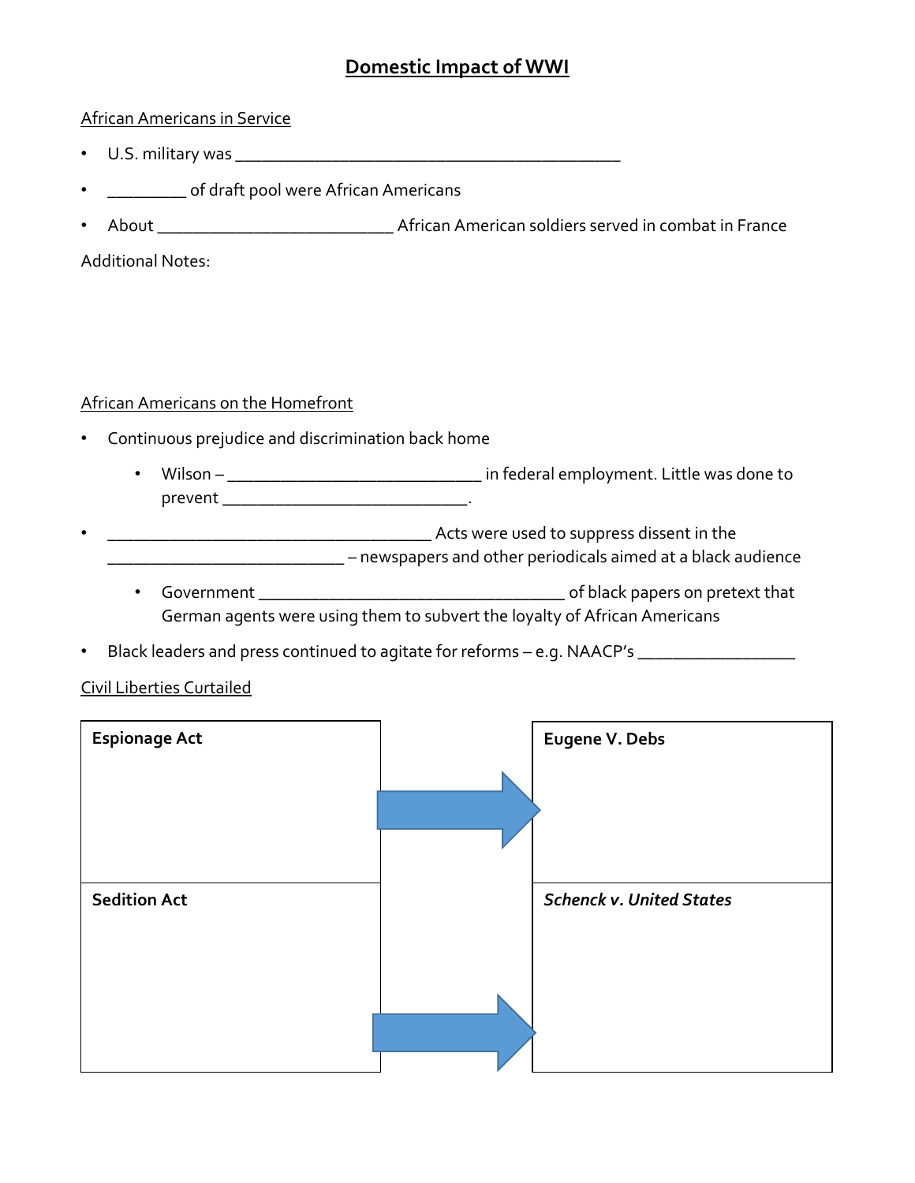# Domestic Impact of WWI

African Americans in Service

- U.S. military was _______________________________________________
- _________ of draft pool were African Americans
- About ____________________________ African American soldiers served in combat in France

Additional Notes:

African Americans on the Homefront

- Continuous prejudice and discrimination back home
  - Wilson – ______________________________ in federal employment. Little was done to prevent ______________________________.
- ______________________________________ Acts were used to suppress dissent in the ____________________________ – newspapers and other periodicals aimed at a black audience
  - Government _____________________________________ of black papers on pretext that German agents were using them to subvert the loyalty of African Americans
- Black leaders and press continued to agitate for reforms – e.g. NAACP's ___________________

Civil Liberties Curtailed

| **Espionage Act** | → | **Eugene V. Debs** |
|---|---|---|
| **Sedition Act** | → | ***Schenck v. United States*** |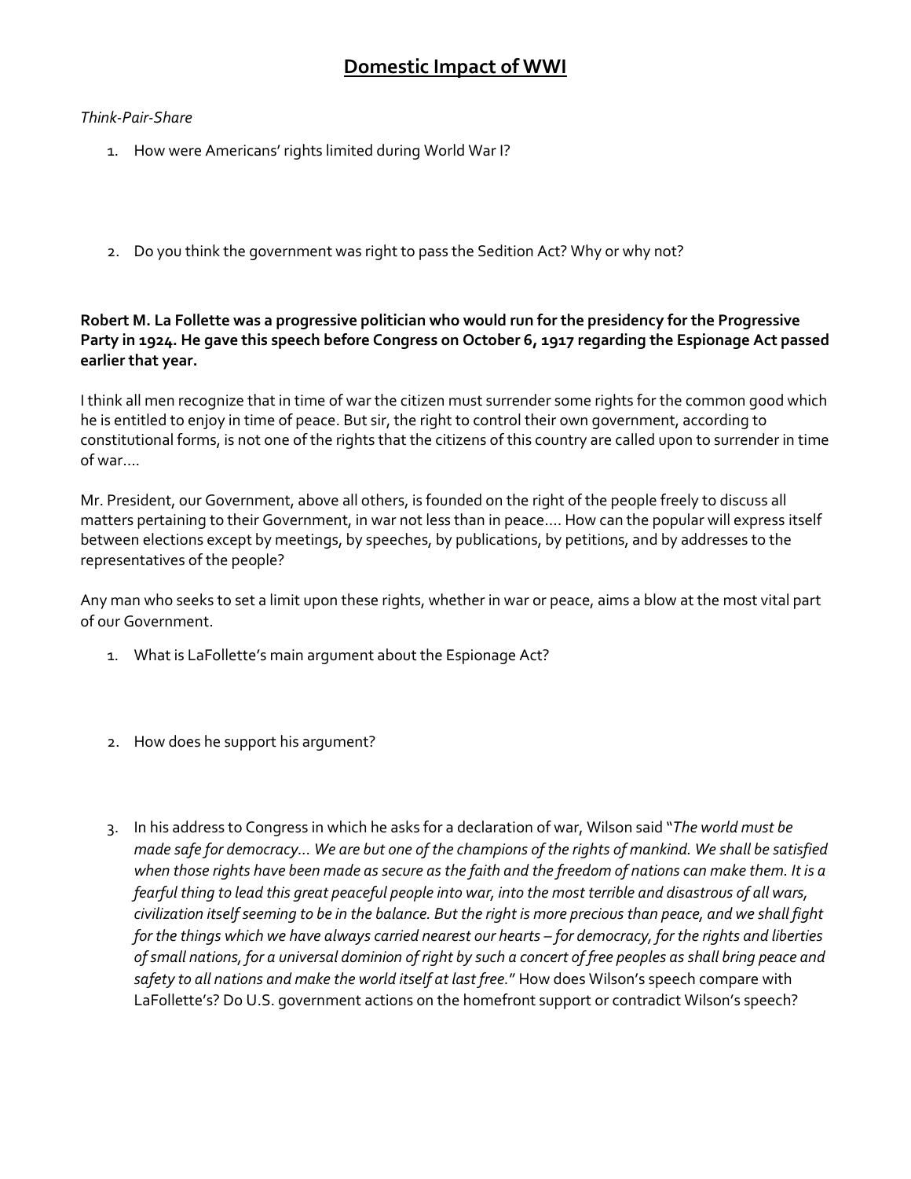# Domestic Impact of WWI

*Think-Pair-Share*

1. How were Americans' rights limited during World War I?

2. Do you think the government was right to pass the Sedition Act? Why or why not?

**Robert M. La Follette was a progressive politician who would run for the presidency for the Progressive Party in 1924. He gave this speech before Congress on October 6, 1917 regarding the Espionage Act passed earlier that year.**

I think all men recognize that in time of war the citizen must surrender some rights for the common good which he is entitled to enjoy in time of peace. But sir, the right to control their own government, according to constitutional forms, is not one of the rights that the citizens of this country are called upon to surrender in time of war….

Mr. President, our Government, above all others, is founded on the right of the people freely to discuss all matters pertaining to their Government, in war not less than in peace…. How can the popular will express itself between elections except by meetings, by speeches, by publications, by petitions, and by addresses to the representatives of the people?

Any man who seeks to set a limit upon these rights, whether in war or peace, aims a blow at the most vital part of our Government.

1. What is LaFollette's main argument about the Espionage Act?

2. How does he support his argument?

3. In his address to Congress in which he asks for a declaration of war, Wilson said "*The world must be made safe for democracy… We are but one of the champions of the rights of mankind. We shall be satisfied when those rights have been made as secure as the faith and the freedom of nations can make them. It is a fearful thing to lead this great peaceful people into war, into the most terrible and disastrous of all wars, civilization itself seeming to be in the balance. But the right is more precious than peace, and we shall fight for the things which we have always carried nearest our hearts – for democracy, for the rights and liberties of small nations, for a universal dominion of right by such a concert of free peoples as shall bring peace and safety to all nations and make the world itself at last free.*" How does Wilson's speech compare with LaFollette's? Do U.S. government actions on the homefront support or contradict Wilson's speech?